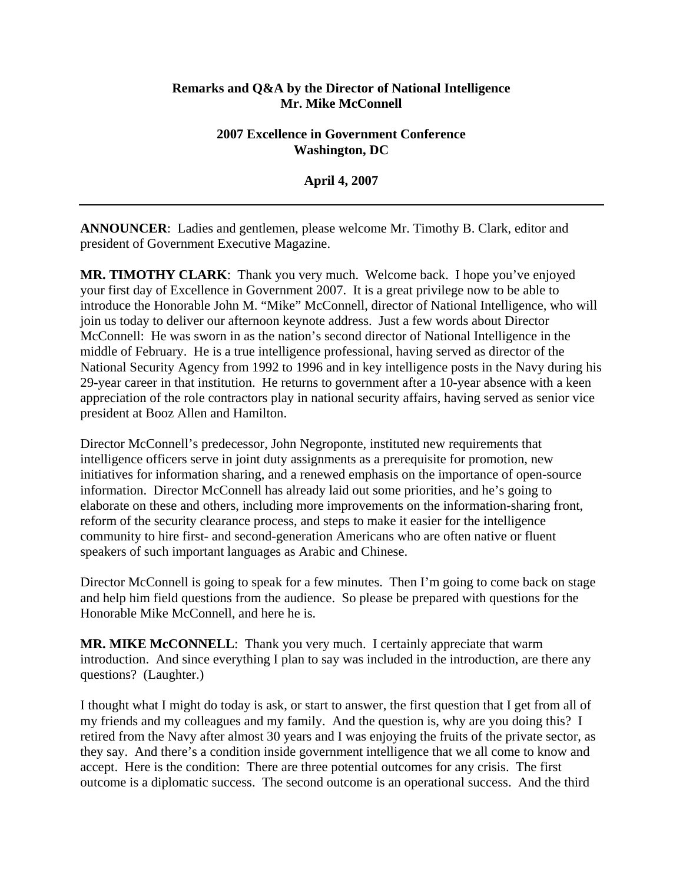**Remarks and Q&A by the Director of National Intelligence**
**Mr. Mike McConnell**

**2007 Excellence in Government Conference**
**Washington, DC**

**April 4, 2007**

---

**ANNOUNCER**: Ladies and gentlemen, please welcome Mr. Timothy B. Clark, editor and president of Government Executive Magazine.

**MR. TIMOTHY CLARK**: Thank you very much. Welcome back. I hope you've enjoyed your first day of Excellence in Government 2007. It is a great privilege now to be able to introduce the Honorable John M. "Mike" McConnell, director of National Intelligence, who will join us today to deliver our afternoon keynote address. Just a few words about Director McConnell: He was sworn in as the nation's second director of National Intelligence in the middle of February. He is a true intelligence professional, having served as director of the National Security Agency from 1992 to 1996 and in key intelligence posts in the Navy during his 29-year career in that institution. He returns to government after a 10-year absence with a keen appreciation of the role contractors play in national security affairs, having served as senior vice president at Booz Allen and Hamilton.

Director McConnell's predecessor, John Negroponte, instituted new requirements that intelligence officers serve in joint duty assignments as a prerequisite for promotion, new initiatives for information sharing, and a renewed emphasis on the importance of open-source information. Director McConnell has already laid out some priorities, and he's going to elaborate on these and others, including more improvements on the information-sharing front, reform of the security clearance process, and steps to make it easier for the intelligence community to hire first- and second-generation Americans who are often native or fluent speakers of such important languages as Arabic and Chinese.

Director McConnell is going to speak for a few minutes. Then I'm going to come back on stage and help him field questions from the audience. So please be prepared with questions for the Honorable Mike McConnell, and here he is.

**MR. MIKE McCONNELL**: Thank you very much. I certainly appreciate that warm introduction. And since everything I plan to say was included in the introduction, are there any questions? (Laughter.)

I thought what I might do today is ask, or start to answer, the first question that I get from all of my friends and my colleagues and my family. And the question is, why are you doing this? I retired from the Navy after almost 30 years and I was enjoying the fruits of the private sector, as they say. And there's a condition inside government intelligence that we all come to know and accept. Here is the condition: There are three potential outcomes for any crisis. The first outcome is a diplomatic success. The second outcome is an operational success. And the third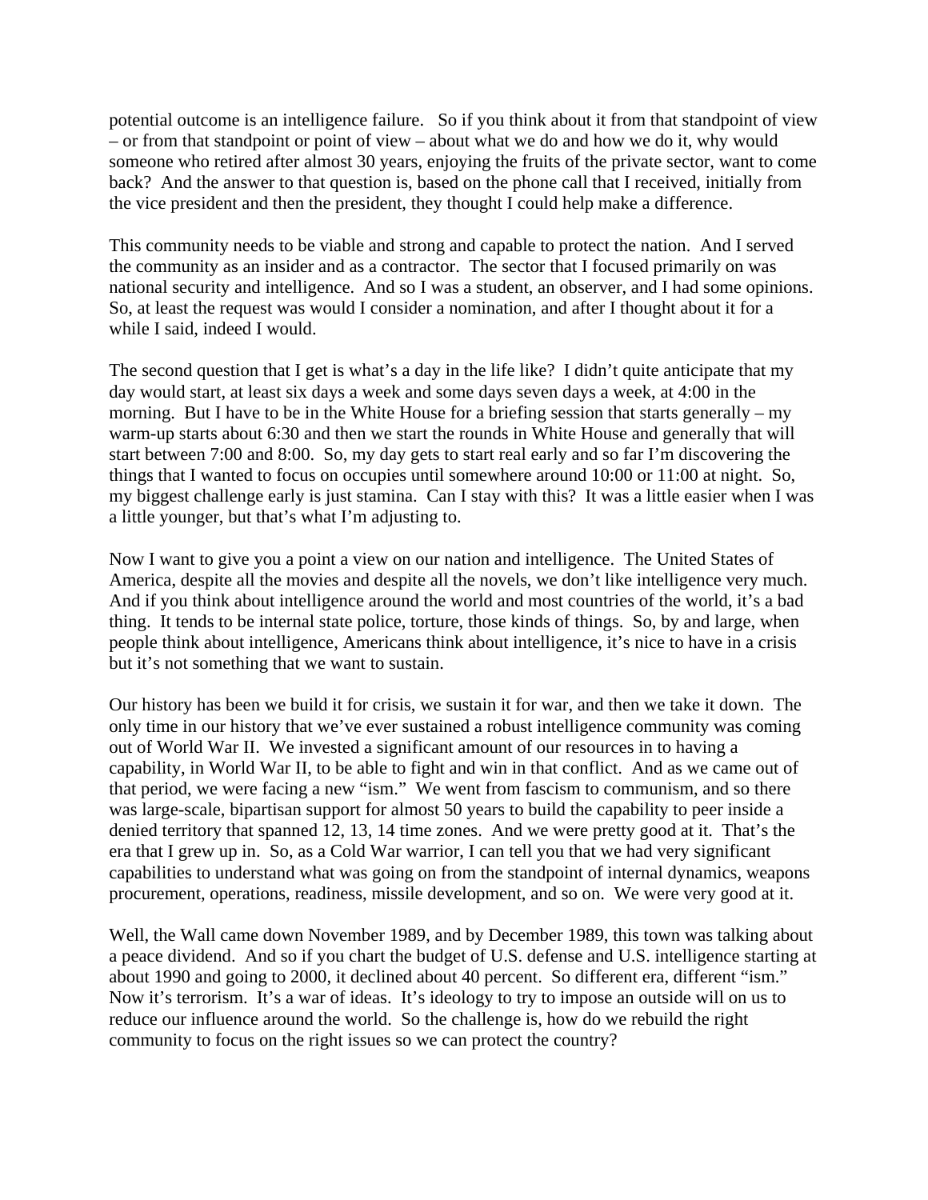potential outcome is an intelligence failure. So if you think about it from that standpoint of view – or from that standpoint or point of view – about what we do and how we do it, why would someone who retired after almost 30 years, enjoying the fruits of the private sector, want to come back? And the answer to that question is, based on the phone call that I received, initially from the vice president and then the president, they thought I could help make a difference.

This community needs to be viable and strong and capable to protect the nation. And I served the community as an insider and as a contractor. The sector that I focused primarily on was national security and intelligence. And so I was a student, an observer, and I had some opinions. So, at least the request was would I consider a nomination, and after I thought about it for a while I said, indeed I would.

The second question that I get is what's a day in the life like? I didn't quite anticipate that my day would start, at least six days a week and some days seven days a week, at 4:00 in the morning. But I have to be in the White House for a briefing session that starts generally – my warm-up starts about 6:30 and then we start the rounds in White House and generally that will start between 7:00 and 8:00. So, my day gets to start real early and so far I'm discovering the things that I wanted to focus on occupies until somewhere around 10:00 or 11:00 at night. So, my biggest challenge early is just stamina. Can I stay with this? It was a little easier when I was a little younger, but that's what I'm adjusting to.

Now I want to give you a point a view on our nation and intelligence. The United States of America, despite all the movies and despite all the novels, we don't like intelligence very much. And if you think about intelligence around the world and most countries of the world, it's a bad thing. It tends to be internal state police, torture, those kinds of things. So, by and large, when people think about intelligence, Americans think about intelligence, it's nice to have in a crisis but it's not something that we want to sustain.

Our history has been we build it for crisis, we sustain it for war, and then we take it down. The only time in our history that we've ever sustained a robust intelligence community was coming out of World War II. We invested a significant amount of our resources in to having a capability, in World War II, to be able to fight and win in that conflict. And as we came out of that period, we were facing a new "ism." We went from fascism to communism, and so there was large-scale, bipartisan support for almost 50 years to build the capability to peer inside a denied territory that spanned 12, 13, 14 time zones. And we were pretty good at it. That's the era that I grew up in. So, as a Cold War warrior, I can tell you that we had very significant capabilities to understand what was going on from the standpoint of internal dynamics, weapons procurement, operations, readiness, missile development, and so on. We were very good at it.

Well, the Wall came down November 1989, and by December 1989, this town was talking about a peace dividend. And so if you chart the budget of U.S. defense and U.S. intelligence starting at about 1990 and going to 2000, it declined about 40 percent. So different era, different "ism." Now it's terrorism. It's a war of ideas. It's ideology to try to impose an outside will on us to reduce our influence around the world. So the challenge is, how do we rebuild the right community to focus on the right issues so we can protect the country?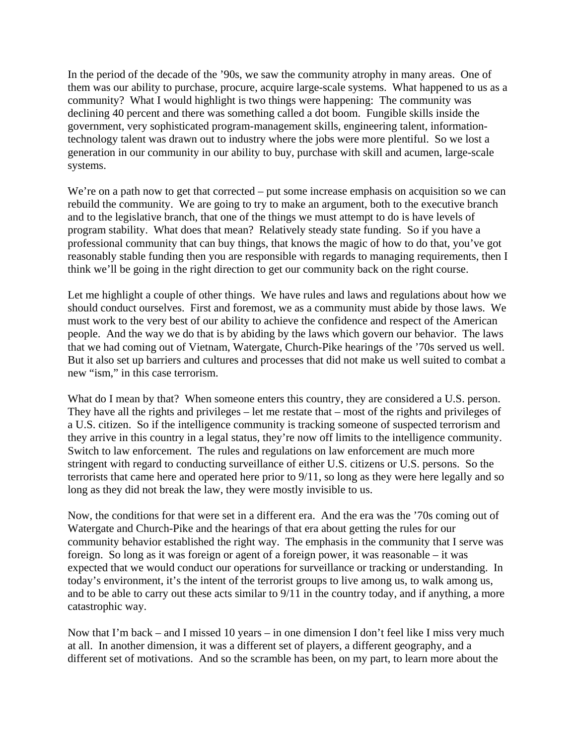In the period of the decade of the '90s, we saw the community atrophy in many areas. One of them was our ability to purchase, procure, acquire large-scale systems. What happened to us as a community? What I would highlight is two things were happening: The community was declining 40 percent and there was something called a dot boom. Fungible skills inside the government, very sophisticated program-management skills, engineering talent, information-technology talent was drawn out to industry where the jobs were more plentiful. So we lost a generation in our community in our ability to buy, purchase with skill and acumen, large-scale systems.

We're on a path now to get that corrected – put some increase emphasis on acquisition so we can rebuild the community. We are going to try to make an argument, both to the executive branch and to the legislative branch, that one of the things we must attempt to do is have levels of program stability. What does that mean? Relatively steady state funding. So if you have a professional community that can buy things, that knows the magic of how to do that, you've got reasonably stable funding then you are responsible with regards to managing requirements, then I think we'll be going in the right direction to get our community back on the right course.

Let me highlight a couple of other things. We have rules and laws and regulations about how we should conduct ourselves. First and foremost, we as a community must abide by those laws. We must work to the very best of our ability to achieve the confidence and respect of the American people. And the way we do that is by abiding by the laws which govern our behavior. The laws that we had coming out of Vietnam, Watergate, Church-Pike hearings of the '70s served us well. But it also set up barriers and cultures and processes that did not make us well suited to combat a new "ism," in this case terrorism.

What do I mean by that? When someone enters this country, they are considered a U.S. person. They have all the rights and privileges – let me restate that – most of the rights and privileges of a U.S. citizen. So if the intelligence community is tracking someone of suspected terrorism and they arrive in this country in a legal status, they're now off limits to the intelligence community. Switch to law enforcement. The rules and regulations on law enforcement are much more stringent with regard to conducting surveillance of either U.S. citizens or U.S. persons. So the terrorists that came here and operated here prior to 9/11, so long as they were here legally and so long as they did not break the law, they were mostly invisible to us.

Now, the conditions for that were set in a different era. And the era was the '70s coming out of Watergate and Church-Pike and the hearings of that era about getting the rules for our community behavior established the right way. The emphasis in the community that I serve was foreign. So long as it was foreign or agent of a foreign power, it was reasonable – it was expected that we would conduct our operations for surveillance or tracking or understanding. In today's environment, it's the intent of the terrorist groups to live among us, to walk among us, and to be able to carry out these acts similar to 9/11 in the country today, and if anything, a more catastrophic way.

Now that I'm back – and I missed 10 years – in one dimension I don't feel like I miss very much at all. In another dimension, it was a different set of players, a different geography, and a different set of motivations. And so the scramble has been, on my part, to learn more about the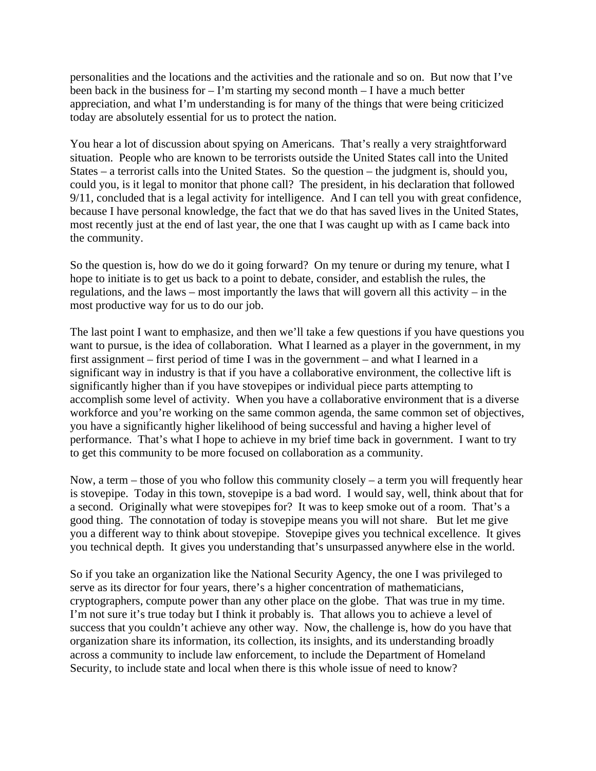personalities and the locations and the activities and the rationale and so on. But now that I've been back in the business for – I'm starting my second month – I have a much better appreciation, and what I'm understanding is for many of the things that were being criticized today are absolutely essential for us to protect the nation.

You hear a lot of discussion about spying on Americans. That's really a very straightforward situation. People who are known to be terrorists outside the United States call into the United States – a terrorist calls into the United States. So the question – the judgment is, should you, could you, is it legal to monitor that phone call? The president, in his declaration that followed 9/11, concluded that is a legal activity for intelligence. And I can tell you with great confidence, because I have personal knowledge, the fact that we do that has saved lives in the United States, most recently just at the end of last year, the one that I was caught up with as I came back into the community.

So the question is, how do we do it going forward? On my tenure or during my tenure, what I hope to initiate is to get us back to a point to debate, consider, and establish the rules, the regulations, and the laws – most importantly the laws that will govern all this activity – in the most productive way for us to do our job.

The last point I want to emphasize, and then we'll take a few questions if you have questions you want to pursue, is the idea of collaboration. What I learned as a player in the government, in my first assignment – first period of time I was in the government – and what I learned in a significant way in industry is that if you have a collaborative environment, the collective lift is significantly higher than if you have stovepipes or individual piece parts attempting to accomplish some level of activity. When you have a collaborative environment that is a diverse workforce and you're working on the same common agenda, the same common set of objectives, you have a significantly higher likelihood of being successful and having a higher level of performance. That's what I hope to achieve in my brief time back in government. I want to try to get this community to be more focused on collaboration as a community.

Now, a term – those of you who follow this community closely – a term you will frequently hear is stovepipe. Today in this town, stovepipe is a bad word. I would say, well, think about that for a second. Originally what were stovepipes for? It was to keep smoke out of a room. That's a good thing. The connotation of today is stovepipe means you will not share. But let me give you a different way to think about stovepipe. Stovepipe gives you technical excellence. It gives you technical depth. It gives you understanding that's unsurpassed anywhere else in the world.

So if you take an organization like the National Security Agency, the one I was privileged to serve as its director for four years, there's a higher concentration of mathematicians, cryptographers, compute power than any other place on the globe. That was true in my time. I'm not sure it's true today but I think it probably is. That allows you to achieve a level of success that you couldn't achieve any other way. Now, the challenge is, how do you have that organization share its information, its collection, its insights, and its understanding broadly across a community to include law enforcement, to include the Department of Homeland Security, to include state and local when there is this whole issue of need to know?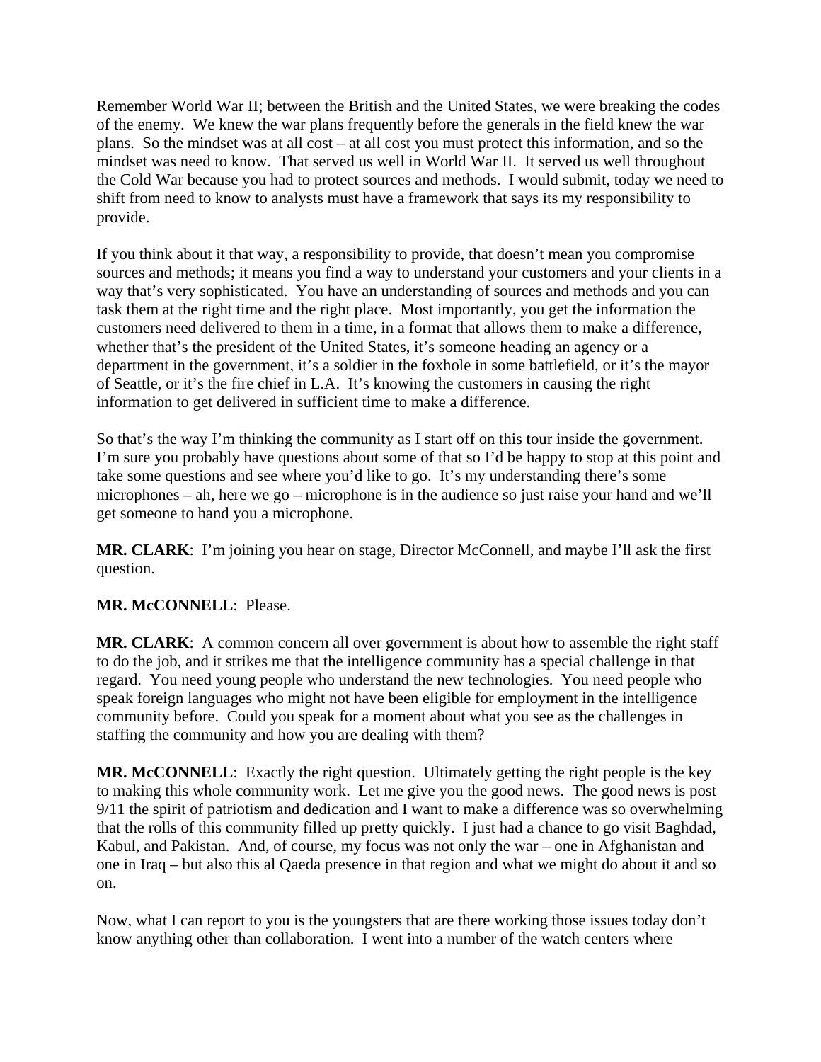Remember World War II; between the British and the United States, we were breaking the codes of the enemy. We knew the war plans frequently before the generals in the field knew the war plans. So the mindset was at all cost – at all cost you must protect this information, and so the mindset was need to know. That served us well in World War II. It served us well throughout the Cold War because you had to protect sources and methods. I would submit, today we need to shift from need to know to analysts must have a framework that says its my responsibility to provide.

If you think about it that way, a responsibility to provide, that doesn't mean you compromise sources and methods; it means you find a way to understand your customers and your clients in a way that's very sophisticated. You have an understanding of sources and methods and you can task them at the right time and the right place. Most importantly, you get the information the customers need delivered to them in a time, in a format that allows them to make a difference, whether that's the president of the United States, it's someone heading an agency or a department in the government, it's a soldier in the foxhole in some battlefield, or it's the mayor of Seattle, or it's the fire chief in L.A. It's knowing the customers in causing the right information to get delivered in sufficient time to make a difference.

So that's the way I'm thinking the community as I start off on this tour inside the government. I'm sure you probably have questions about some of that so I'd be happy to stop at this point and take some questions and see where you'd like to go. It's my understanding there's some microphones – ah, here we go – microphone is in the audience so just raise your hand and we'll get someone to hand you a microphone.

**MR. CLARK**: I'm joining you hear on stage, Director McConnell, and maybe I'll ask the first question.

**MR. McCONNELL**: Please.

**MR. CLARK**: A common concern all over government is about how to assemble the right staff to do the job, and it strikes me that the intelligence community has a special challenge in that regard. You need young people who understand the new technologies. You need people who speak foreign languages who might not have been eligible for employment in the intelligence community before. Could you speak for a moment about what you see as the challenges in staffing the community and how you are dealing with them?

**MR. McCONNELL**: Exactly the right question. Ultimately getting the right people is the key to making this whole community work. Let me give you the good news. The good news is post 9/11 the spirit of patriotism and dedication and I want to make a difference was so overwhelming that the rolls of this community filled up pretty quickly. I just had a chance to go visit Baghdad, Kabul, and Pakistan. And, of course, my focus was not only the war – one in Afghanistan and one in Iraq – but also this al Qaeda presence in that region and what we might do about it and so on.

Now, what I can report to you is the youngsters that are there working those issues today don't know anything other than collaboration. I went into a number of the watch centers where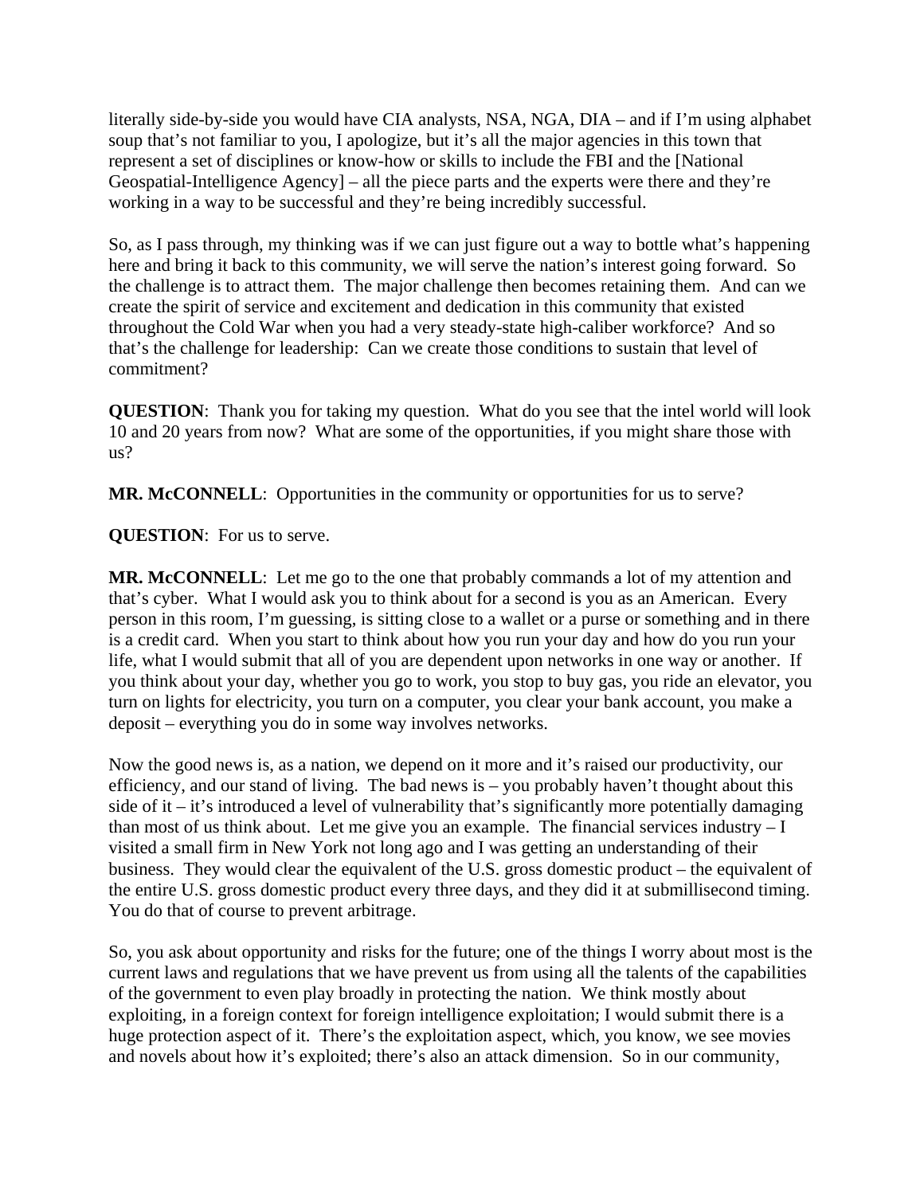literally side-by-side you would have CIA analysts, NSA, NGA, DIA – and if I'm using alphabet soup that's not familiar to you, I apologize, but it's all the major agencies in this town that represent a set of disciplines or know-how or skills to include the FBI and the [National Geospatial-Intelligence Agency] – all the piece parts and the experts were there and they're working in a way to be successful and they're being incredibly successful.

So, as I pass through, my thinking was if we can just figure out a way to bottle what's happening here and bring it back to this community, we will serve the nation's interest going forward. So the challenge is to attract them. The major challenge then becomes retaining them. And can we create the spirit of service and excitement and dedication in this community that existed throughout the Cold War when you had a very steady-state high-caliber workforce? And so that's the challenge for leadership: Can we create those conditions to sustain that level of commitment?

**QUESTION**: Thank you for taking my question. What do you see that the intel world will look 10 and 20 years from now? What are some of the opportunities, if you might share those with us?

**MR. McCONNELL**: Opportunities in the community or opportunities for us to serve?

**QUESTION**: For us to serve.

**MR. McCONNELL**: Let me go to the one that probably commands a lot of my attention and that's cyber. What I would ask you to think about for a second is you as an American. Every person in this room, I'm guessing, is sitting close to a wallet or a purse or something and in there is a credit card. When you start to think about how you run your day and how do you run your life, what I would submit that all of you are dependent upon networks in one way or another. If you think about your day, whether you go to work, you stop to buy gas, you ride an elevator, you turn on lights for electricity, you turn on a computer, you clear your bank account, you make a deposit – everything you do in some way involves networks.

Now the good news is, as a nation, we depend on it more and it's raised our productivity, our efficiency, and our stand of living. The bad news is – you probably haven't thought about this side of it – it's introduced a level of vulnerability that's significantly more potentially damaging than most of us think about. Let me give you an example. The financial services industry – I visited a small firm in New York not long ago and I was getting an understanding of their business. They would clear the equivalent of the U.S. gross domestic product – the equivalent of the entire U.S. gross domestic product every three days, and they did it at submillisecond timing. You do that of course to prevent arbitrage.

So, you ask about opportunity and risks for the future; one of the things I worry about most is the current laws and regulations that we have prevent us from using all the talents of the capabilities of the government to even play broadly in protecting the nation. We think mostly about exploiting, in a foreign context for foreign intelligence exploitation; I would submit there is a huge protection aspect of it. There's the exploitation aspect, which, you know, we see movies and novels about how it's exploited; there's also an attack dimension. So in our community,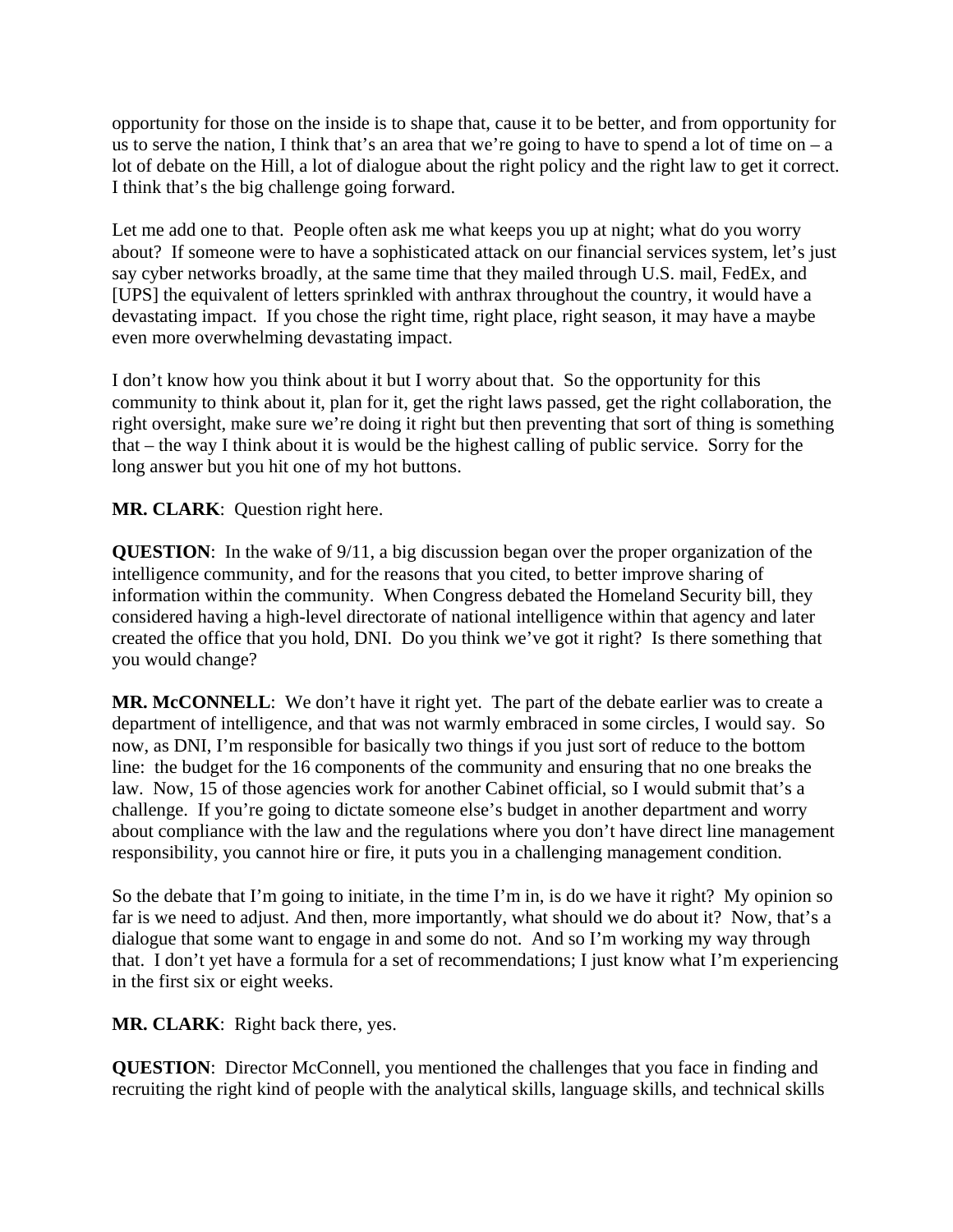opportunity for those on the inside is to shape that, cause it to be better, and from opportunity for us to serve the nation, I think that's an area that we're going to have to spend a lot of time on – a lot of debate on the Hill, a lot of dialogue about the right policy and the right law to get it correct. I think that's the big challenge going forward.

Let me add one to that. People often ask me what keeps you up at night; what do you worry about? If someone were to have a sophisticated attack on our financial services system, let's just say cyber networks broadly, at the same time that they mailed through U.S. mail, FedEx, and [UPS] the equivalent of letters sprinkled with anthrax throughout the country, it would have a devastating impact. If you chose the right time, right place, right season, it may have a maybe even more overwhelming devastating impact.

I don't know how you think about it but I worry about that. So the opportunity for this community to think about it, plan for it, get the right laws passed, get the right collaboration, the right oversight, make sure we're doing it right but then preventing that sort of thing is something that – the way I think about it is would be the highest calling of public service. Sorry for the long answer but you hit one of my hot buttons.

**MR. CLARK**: Question right here.

**QUESTION**: In the wake of 9/11, a big discussion began over the proper organization of the intelligence community, and for the reasons that you cited, to better improve sharing of information within the community. When Congress debated the Homeland Security bill, they considered having a high-level directorate of national intelligence within that agency and later created the office that you hold, DNI. Do you think we've got it right? Is there something that you would change?

**MR. McCONNELL**: We don't have it right yet. The part of the debate earlier was to create a department of intelligence, and that was not warmly embraced in some circles, I would say. So now, as DNI, I'm responsible for basically two things if you just sort of reduce to the bottom line: the budget for the 16 components of the community and ensuring that no one breaks the law. Now, 15 of those agencies work for another Cabinet official, so I would submit that's a challenge. If you're going to dictate someone else's budget in another department and worry about compliance with the law and the regulations where you don't have direct line management responsibility, you cannot hire or fire, it puts you in a challenging management condition.

So the debate that I'm going to initiate, in the time I'm in, is do we have it right? My opinion so far is we need to adjust. And then, more importantly, what should we do about it? Now, that's a dialogue that some want to engage in and some do not. And so I'm working my way through that. I don't yet have a formula for a set of recommendations; I just know what I'm experiencing in the first six or eight weeks.

**MR. CLARK**: Right back there, yes.

**QUESTION**: Director McConnell, you mentioned the challenges that you face in finding and recruiting the right kind of people with the analytical skills, language skills, and technical skills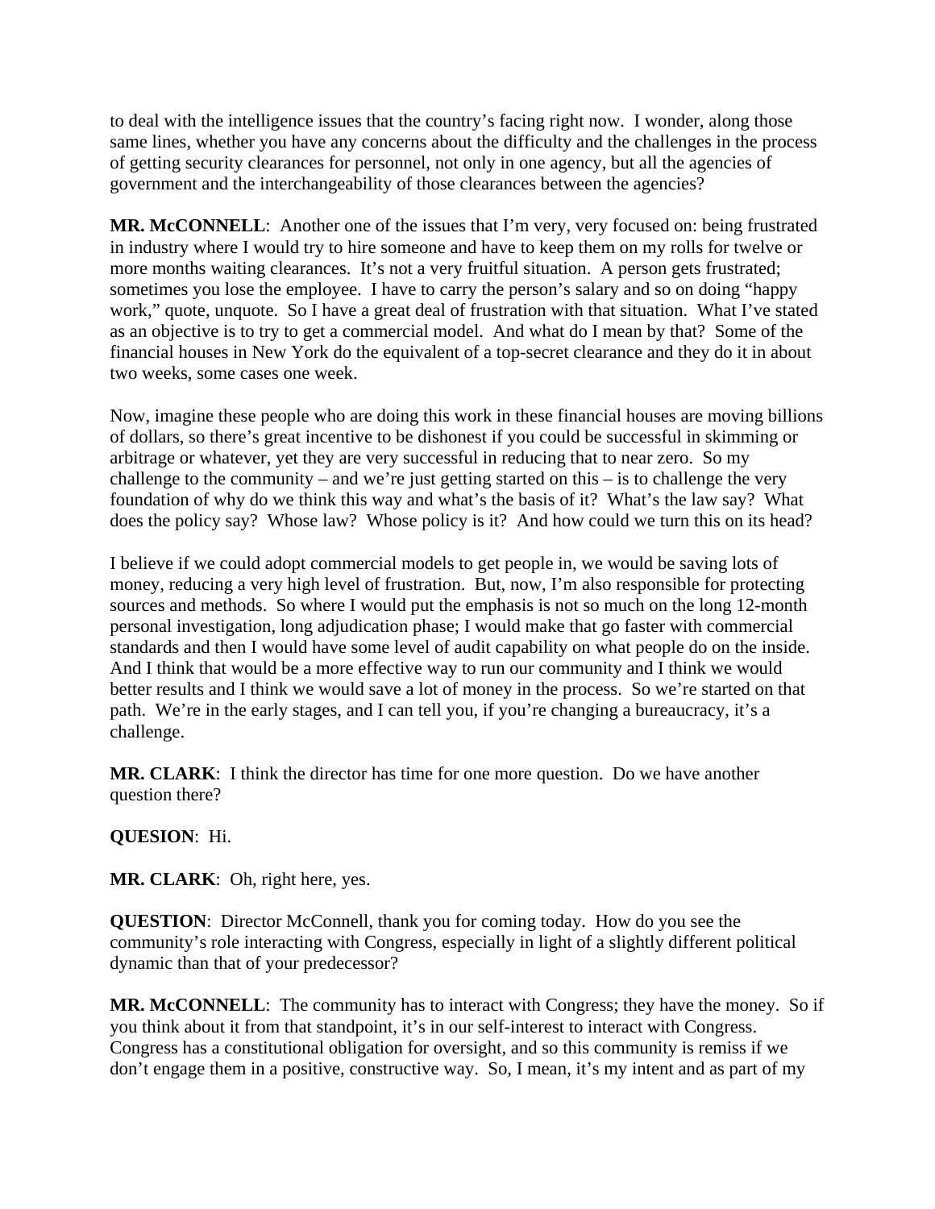to deal with the intelligence issues that the country's facing right now. I wonder, along those same lines, whether you have any concerns about the difficulty and the challenges in the process of getting security clearances for personnel, not only in one agency, but all the agencies of government and the interchangeability of those clearances between the agencies?

**MR. McCONNELL**: Another one of the issues that I'm very, very focused on: being frustrated in industry where I would try to hire someone and have to keep them on my rolls for twelve or more months waiting clearances. It's not a very fruitful situation. A person gets frustrated; sometimes you lose the employee. I have to carry the person's salary and so on doing "happy work," quote, unquote. So I have a great deal of frustration with that situation. What I've stated as an objective is to try to get a commercial model. And what do I mean by that? Some of the financial houses in New York do the equivalent of a top-secret clearance and they do it in about two weeks, some cases one week.

Now, imagine these people who are doing this work in these financial houses are moving billions of dollars, so there's great incentive to be dishonest if you could be successful in skimming or arbitrage or whatever, yet they are very successful in reducing that to near zero. So my challenge to the community – and we're just getting started on this – is to challenge the very foundation of why do we think this way and what's the basis of it? What's the law say? What does the policy say? Whose law? Whose policy is it? And how could we turn this on its head?

I believe if we could adopt commercial models to get people in, we would be saving lots of money, reducing a very high level of frustration. But, now, I'm also responsible for protecting sources and methods. So where I would put the emphasis is not so much on the long 12-month personal investigation, long adjudication phase; I would make that go faster with commercial standards and then I would have some level of audit capability on what people do on the inside. And I think that would be a more effective way to run our community and I think we would better results and I think we would save a lot of money in the process. So we're started on that path. We're in the early stages, and I can tell you, if you're changing a bureaucracy, it's a challenge.

**MR. CLARK**: I think the director has time for one more question. Do we have another question there?

**QUESION**: Hi.

**MR. CLARK**: Oh, right here, yes.

**QUESTION**: Director McConnell, thank you for coming today. How do you see the community's role interacting with Congress, especially in light of a slightly different political dynamic than that of your predecessor?

**MR. McCONNELL**: The community has to interact with Congress; they have the money. So if you think about it from that standpoint, it's in our self-interest to interact with Congress. Congress has a constitutional obligation for oversight, and so this community is remiss if we don't engage them in a positive, constructive way. So, I mean, it's my intent and as part of my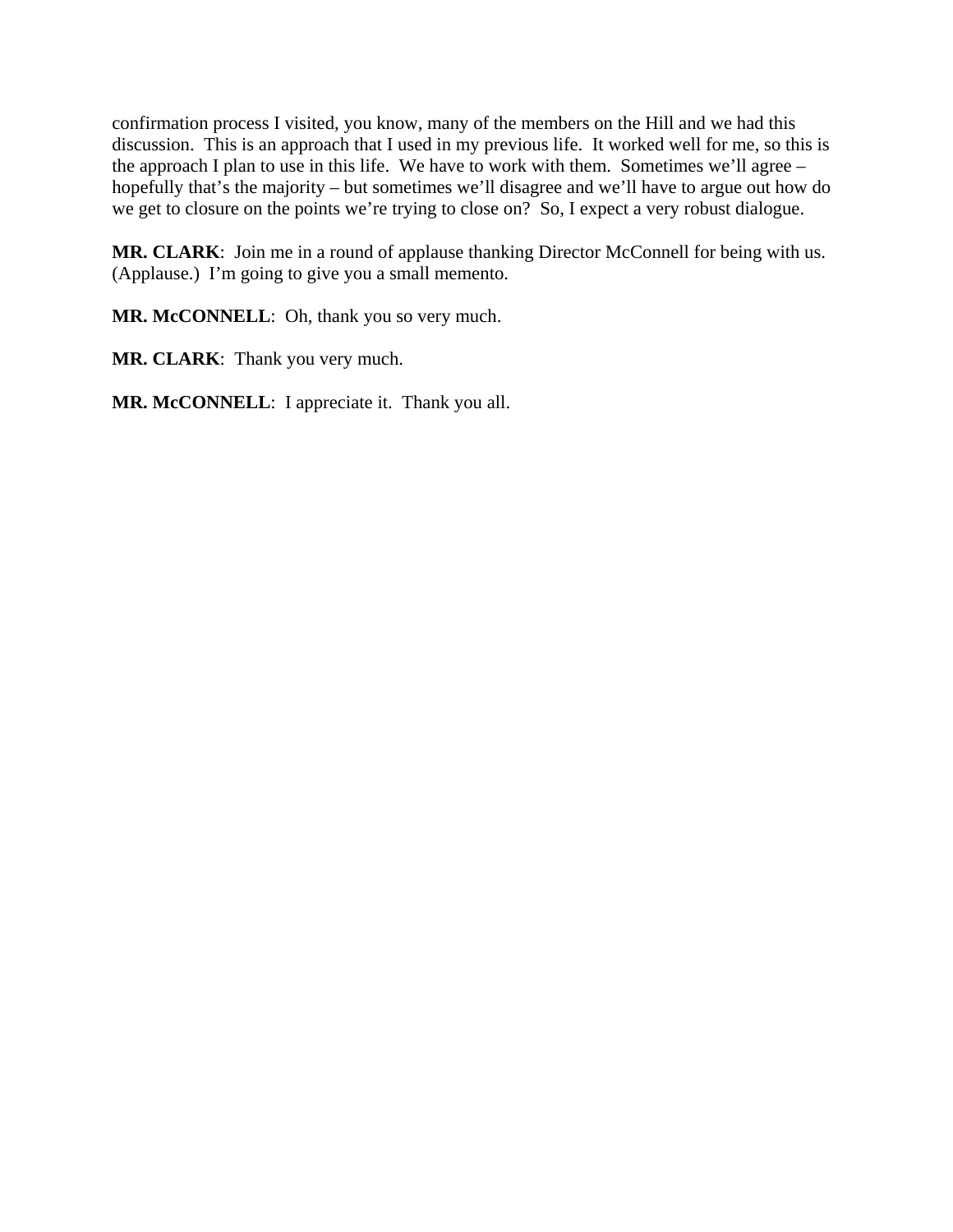confirmation process I visited, you know, many of the members on the Hill and we had this discussion.  This is an approach that I used in my previous life.  It worked well for me, so this is the approach I plan to use in this life.  We have to work with them.  Sometimes we'll agree – hopefully that's the majority – but sometimes we'll disagree and we'll have to argue out how do we get to closure on the points we're trying to close on?  So, I expect a very robust dialogue.

**MR. CLARK**:  Join me in a round of applause thanking Director McConnell for being with us.  (Applause.)  I'm going to give you a small memento.

**MR. McCONNELL**:  Oh, thank you so very much.

**MR. CLARK**:  Thank you very much.

**MR. McCONNELL**:  I appreciate it.  Thank you all.